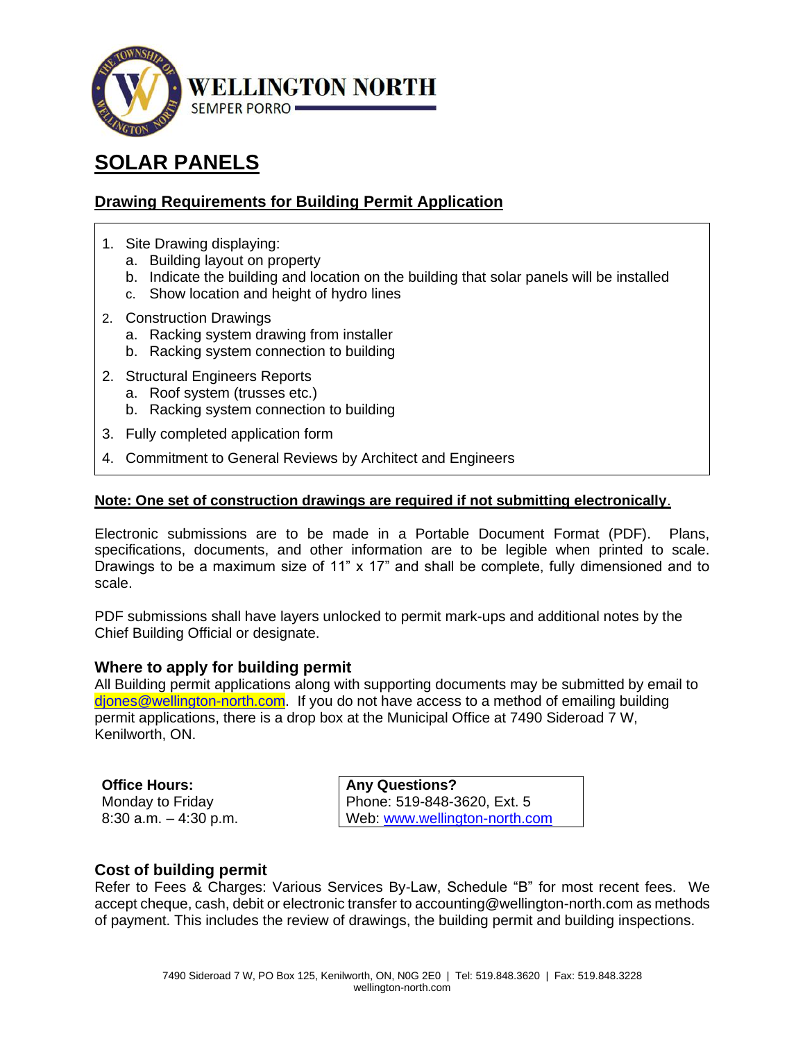WELLINGTON NORTH
SEMPER PORRO

# SOLAR PANELS

## Drawing Requirements for Building Permit Application

1. Site Drawing displaying:
   a. Building layout on property
   b. Indicate the building and location on the building that solar panels will be installed
   c. Show location and height of hydro lines
2. Construction Drawings
   a. Racking system drawing from installer
   b. Racking system connection to building
2. Structural Engineers Reports
   a. Roof system (trusses etc.)
   b. Racking system connection to building
3. Fully completed application form
4. Commitment to General Reviews by Architect and Engineers

**Note: One set of construction drawings are required if not submitting electronically.**

Electronic submissions are to be made in a Portable Document Format (PDF). Plans, specifications, documents, and other information are to be legible when printed to scale. Drawings to be a maximum size of 11" x 17" and shall be complete, fully dimensioned and to scale.

PDF submissions shall have layers unlocked to permit mark-ups and additional notes by the Chief Building Official or designate.

### Where to apply for building permit

All Building permit applications along with supporting documents may be submitted by email to djones@wellington-north.com. If you do not have access to a method of emailing building permit applications, there is a drop box at the Municipal Office at 7490 Sideroad 7 W, Kenilworth, ON.

**Office Hours:**
Monday to Friday
8:30 a.m. – 4:30 p.m.

**Any Questions?**
Phone: 519-848-3620, Ext. 5
Web: www.wellington-north.com

### Cost of building permit

Refer to Fees & Charges: Various Services By-Law, Schedule "B" for most recent fees. We accept cheque, cash, debit or electronic transfer to accounting@wellington-north.com as methods of payment. This includes the review of drawings, the building permit and building inspections.

7490 Sideroad 7 W, PO Box 125, Kenilworth, ON, N0G 2E0 | Tel: 519.848.3620 | Fax: 519.848.3228
wellington-north.com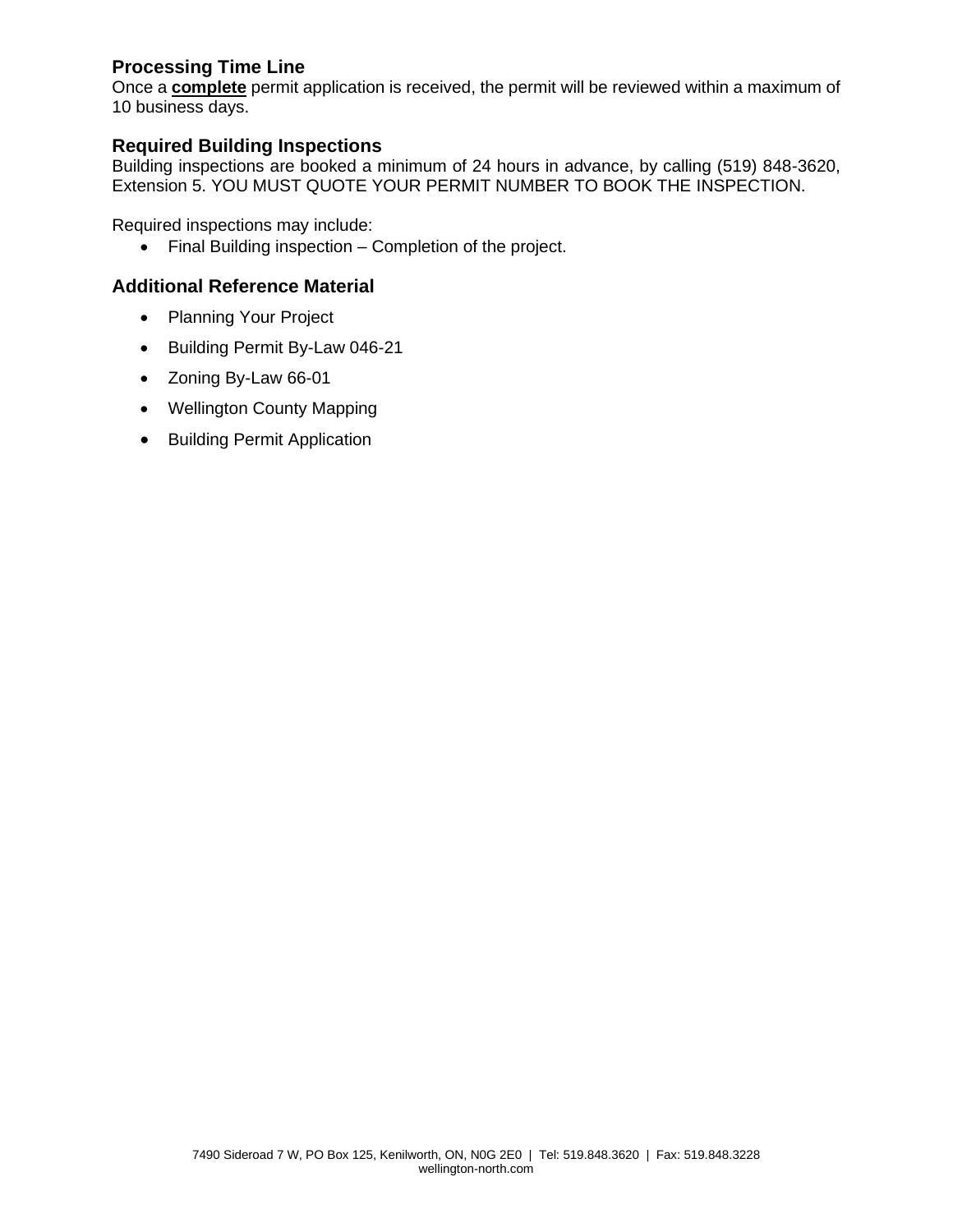## Processing Time Line

Once a **complete** permit application is received, the permit will be reviewed within a maximum of 10 business days.

## Required Building Inspections

Building inspections are booked a minimum of 24 hours in advance, by calling (519) 848-3620, Extension 5. YOU MUST QUOTE YOUR PERMIT NUMBER TO BOOK THE INSPECTION.

Required inspections may include:

- Final Building inspection – Completion of the project.

## Additional Reference Material

- Planning Your Project
- Building Permit By-Law 046-21
- Zoning By-Law 66-01
- Wellington County Mapping
- Building Permit Application